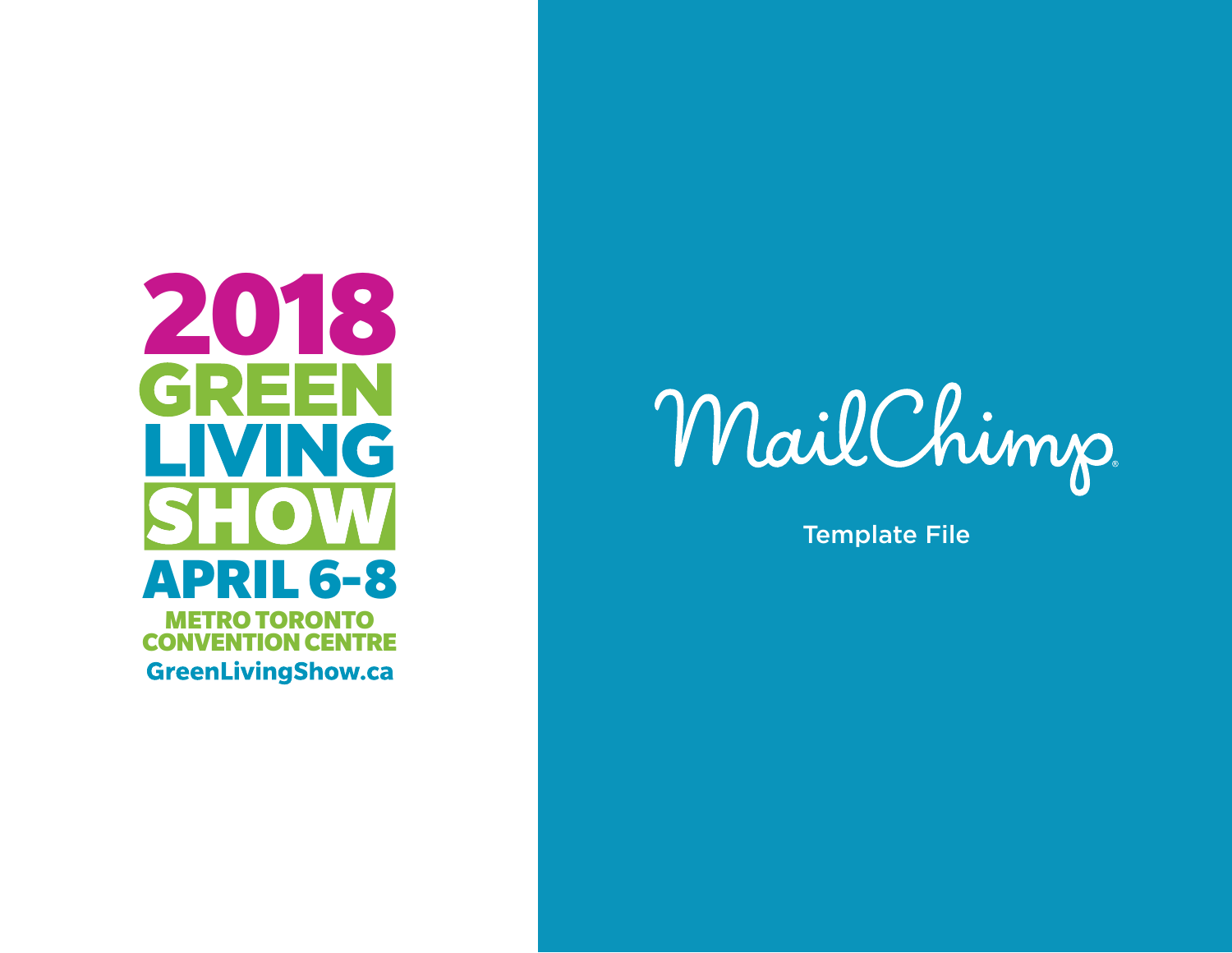# 2018 GREEN LIVING SHOW

## APRIL 6-8

**METRO TORONTO CONVENTION CENTRE**

**GreenLivingShow.ca**

# MailChimp

Template File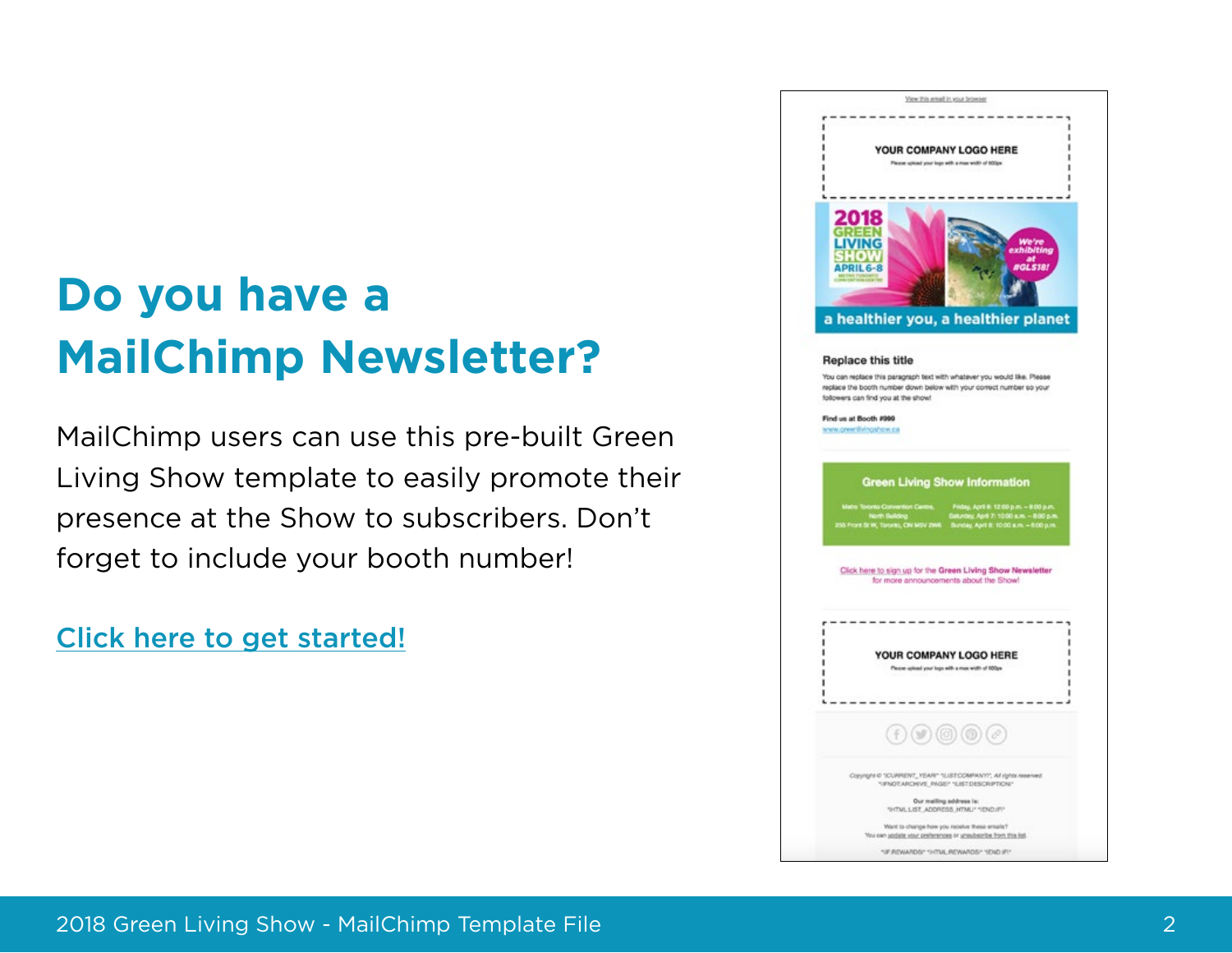# Do you have a MailChimp Newsletter?

MailChimp users can use this pre-built Green Living Show template to easily promote their presence at the Show to subscribers. Don't forget to include your booth number!

Click here to get started!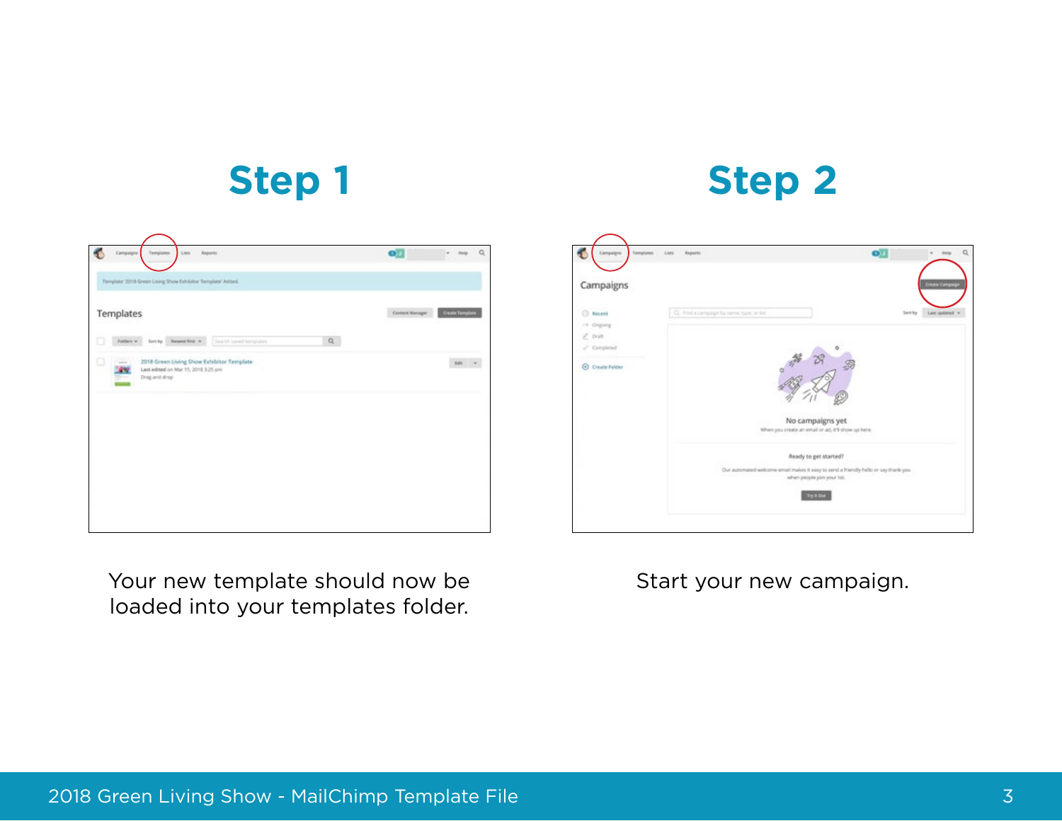## Step 1

Your new template should now be loaded into your templates folder.

## Step 2

Start your new campaign.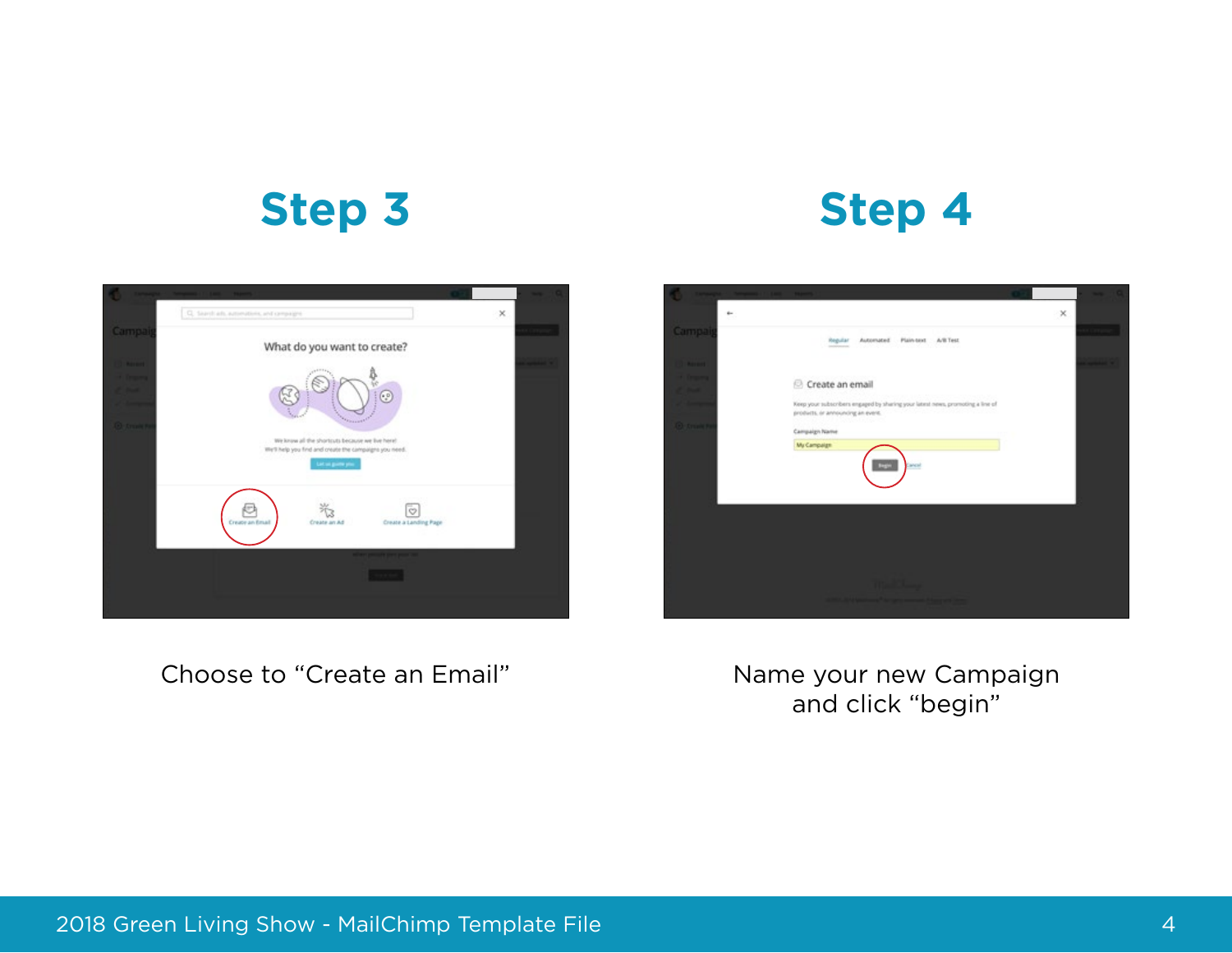## Step 3

Choose to “Create an Email”

## Step 4

Name your new Campaign and click “begin”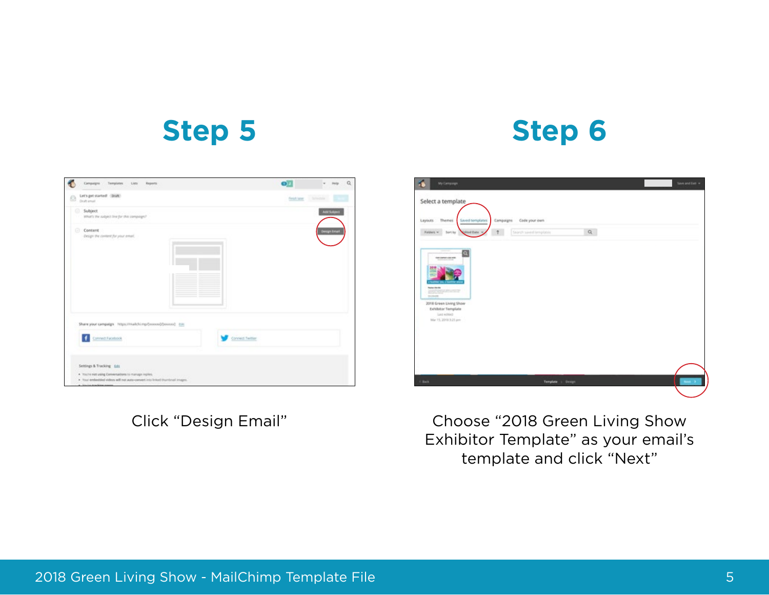## Step 5

Click “Design Email”

## Step 6

Choose “2018 Green Living Show Exhibitor Template” as your email’s template and click “Next”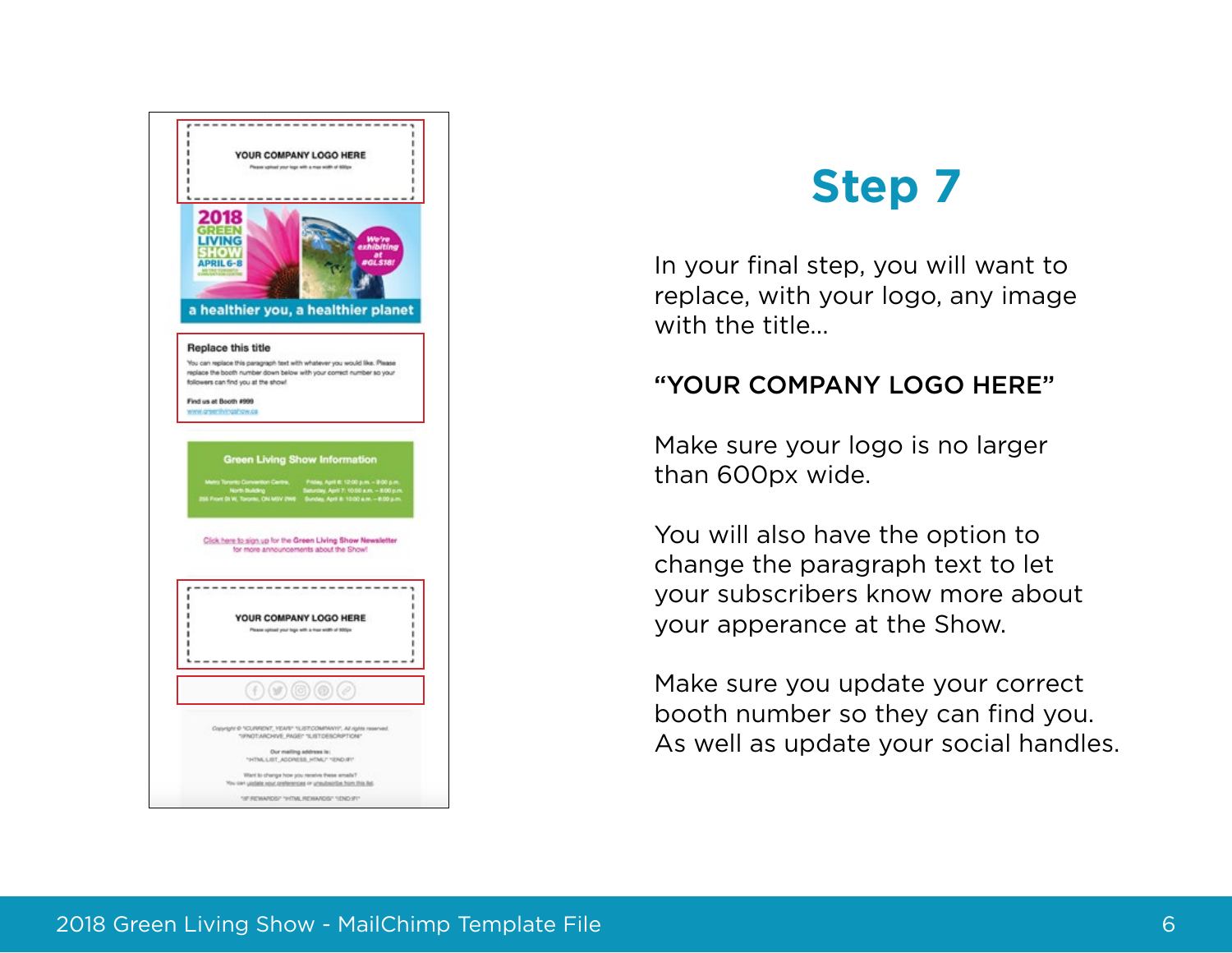# Step 7

In your final step, you will want to replace, with your logo, any image with the title...

**"YOUR COMPANY LOGO HERE"**

Make sure your logo is no larger than 600px wide.

You will also have the option to change the paragraph text to let your subscribers know more about your apperance at the Show.

Make sure you update your correct booth number so they can find you. As well as update your social handles.